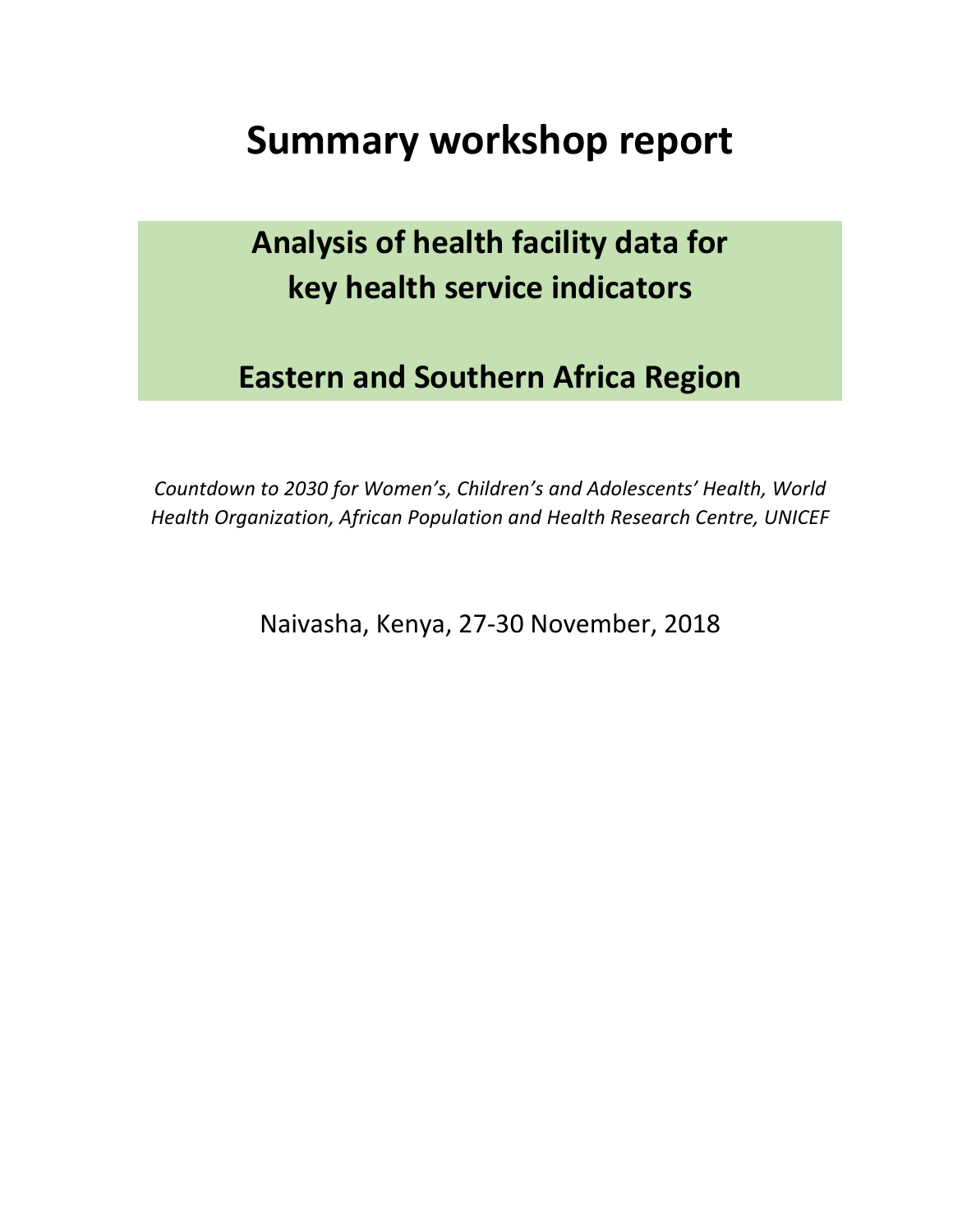# Summary workshop report

## Analysis of health facility data for key health service indicators

## Eastern and Southern Africa Region

*Countdown to 2030 for Women's, Children's and Adolescents' Health, World Health Organization, African Population and Health Research Centre, UNICEF*

Naivasha, Kenya, 27-30 November, 2018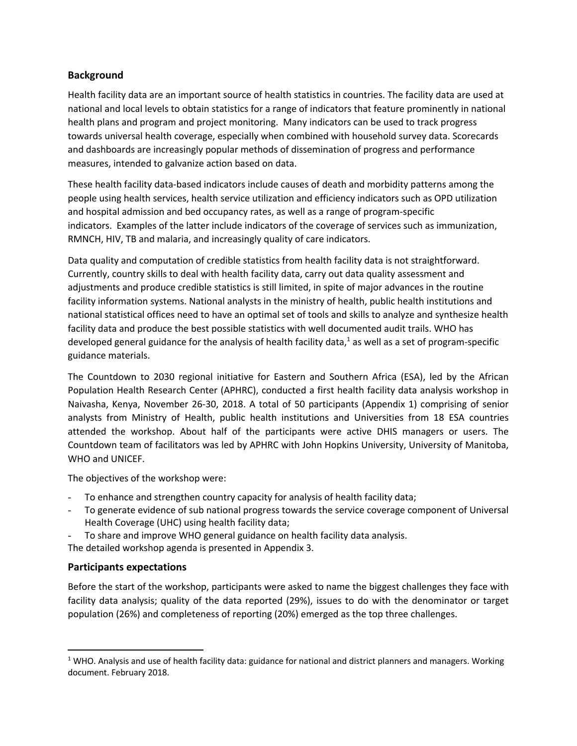## Background

Health facility data are an important source of health statistics in countries. The facility data are used at national and local levels to obtain statistics for a range of indicators that feature prominently in national health plans and program and project monitoring. Many indicators can be used to track progress towards universal health coverage, especially when combined with household survey data. Scorecards and dashboards are increasingly popular methods of dissemination of progress and performance measures, intended to galvanize action based on data.

These health facility data-based indicators include causes of death and morbidity patterns among the people using health services, health service utilization and efficiency indicators such as OPD utilization and hospital admission and bed occupancy rates, as well as a range of program-specific indicators. Examples of the latter include indicators of the coverage of services such as immunization, RMNCH, HIV, TB and malaria, and increasingly quality of care indicators.

Data quality and computation of credible statistics from health facility data is not straightforward. Currently, country skills to deal with health facility data, carry out data quality assessment and adjustments and produce credible statistics is still limited, in spite of major advances in the routine facility information systems. National analysts in the ministry of health, public health institutions and national statistical offices need to have an optimal set of tools and skills to analyze and synthesize health facility data and produce the best possible statistics with well documented audit trails. WHO has developed general guidance for the analysis of health facility data,[1] as well as a set of program-specific guidance materials.

The Countdown to 2030 regional initiative for Eastern and Southern Africa (ESA), led by the African Population Health Research Center (APHRC), conducted a first health facility data analysis workshop in Naivasha, Kenya, November 26-30, 2018. A total of 50 participants (Appendix 1) comprising of senior analysts from Ministry of Health, public health institutions and Universities from 18 ESA countries attended the workshop. About half of the participants were active DHIS managers or users. The Countdown team of facilitators was led by APHRC with John Hopkins University, University of Manitoba, WHO and UNICEF.

The objectives of the workshop were:

- To enhance and strengthen country capacity for analysis of health facility data;
- To generate evidence of sub national progress towards the service coverage component of Universal Health Coverage (UHC) using health facility data;
- To share and improve WHO general guidance on health facility data analysis.

The detailed workshop agenda is presented in Appendix 3.

## Participants expectations

Before the start of the workshop, participants were asked to name the biggest challenges they face with facility data analysis; quality of the data reported (29%), issues to do with the denominator or target population (26%) and completeness of reporting (20%) emerged as the top three challenges.

---

[1] WHO. Analysis and use of health facility data: guidance for national and district planners and managers. Working document. February 2018.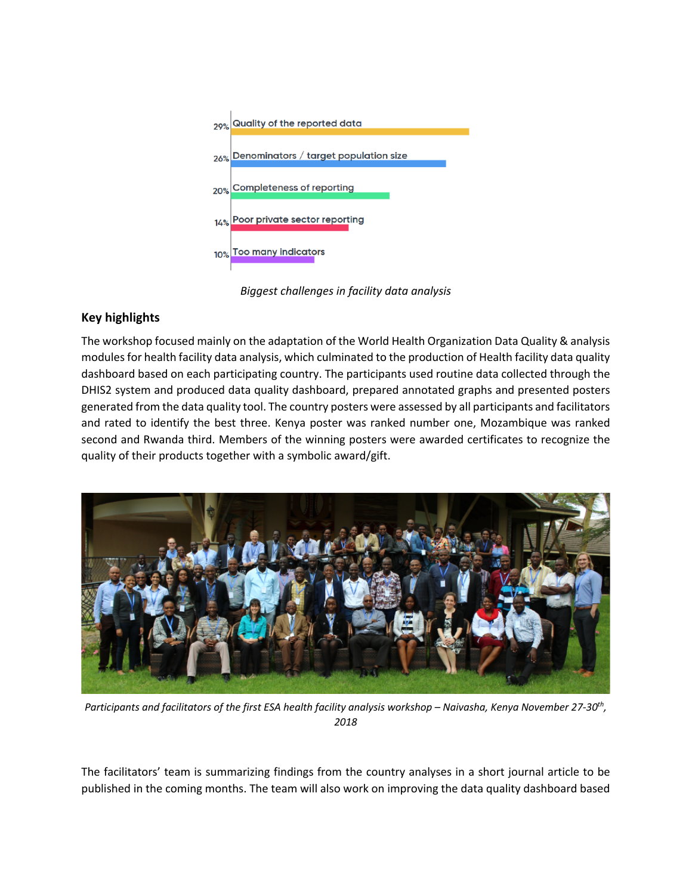29% Quality of the reported data

26% Denominators / target population size

20% Completeness of reporting

14% Poor private sector reporting

10% Too many indicators

*Biggest challenges in facility data analysis*

## Key highlights

The workshop focused mainly on the adaptation of the World Health Organization Data Quality & analysis modules for health facility data analysis, which culminated to the production of Health facility data quality dashboard based on each participating country. The participants used routine data collected through the DHIS2 system and produced data quality dashboard, prepared annotated graphs and presented posters generated from the data quality tool. The country posters were assessed by all participants and facilitators and rated to identify the best three. Kenya poster was ranked number one, Mozambique was ranked second and Rwanda third. Members of the winning posters were awarded certificates to recognize the quality of their products together with a symbolic award/gift.

*Participants and facilitators of the first ESA health facility analysis workshop – Naivasha, Kenya November 27-30th, 2018*

The facilitators' team is summarizing findings from the country analyses in a short journal article to be published in the coming months. The team will also work on improving the data quality dashboard based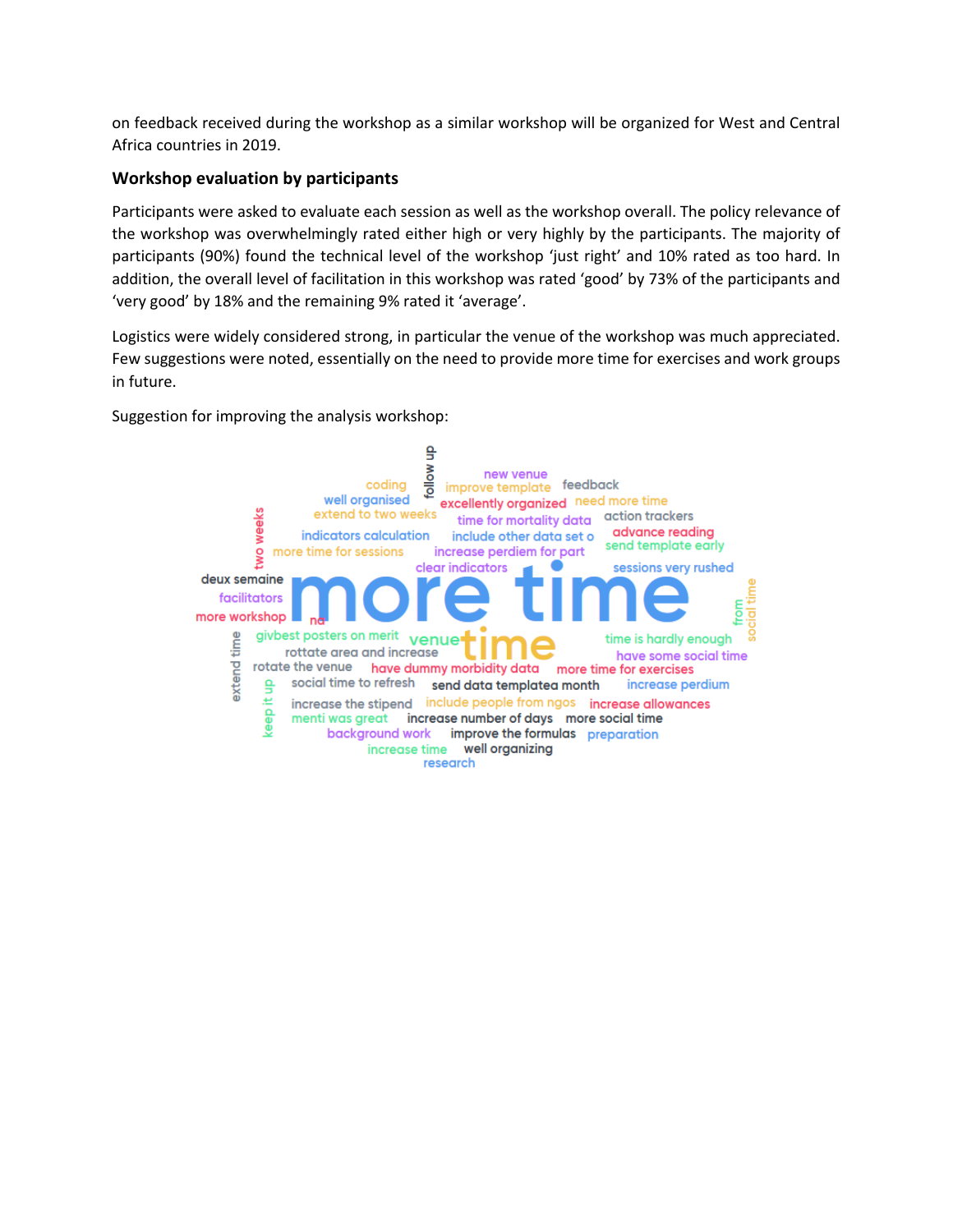on feedback received during the workshop as a similar workshop will be organized for West and Central Africa countries in 2019.

### Workshop evaluation by participants

Participants were asked to evaluate each session as well as the workshop overall. The policy relevance of the workshop was overwhelmingly rated either high or very highly by the participants. The majority of participants (90%) found the technical level of the workshop 'just right' and 10% rated as too hard. In addition, the overall level of facilitation in this workshop was rated 'good' by 73% of the participants and 'very good' by 18% and the remaining 9% rated it 'average'.

Logistics were widely considered strong, in particular the venue of the workshop was much appreciated. Few suggestions were noted, essentially on the need to provide more time for exercises and work groups in future.

Suggestion for improving the analysis workshop: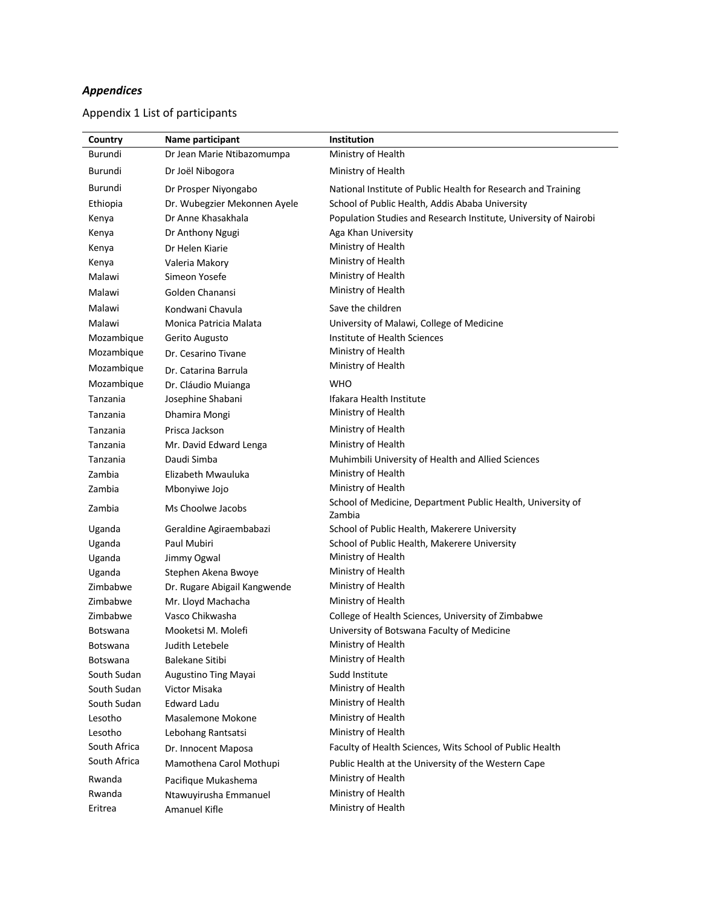***Appendices***

Appendix 1 List of participants

| Country | Name participant | Institution |
|---|---|---|
| Burundi | Dr Jean Marie Ntibazomumpa | Ministry of Health |
| Burundi | Dr Joël Nibogora | Ministry of Health |
| Burundi | Dr Prosper Niyongabo | National Institute of Public Health for Research and Training |
| Ethiopia | Dr. Wubegzier Mekonnen Ayele | School of Public Health, Addis Ababa University |
| Kenya | Dr Anne Khasakhala | Population Studies and Research Institute, University of Nairobi |
| Kenya | Dr Anthony Ngugi | Aga Khan University |
| Kenya | Dr Helen Kiarie | Ministry of Health |
| Kenya | Valeria Makory | Ministry of Health |
| Malawi | Simeon Yosefe | Ministry of Health |
| Malawi | Golden Chanansi | Ministry of Health |
| Malawi | Kondwani Chavula | Save the children |
| Malawi | Monica Patricia Malata | University of Malawi, College of Medicine |
| Mozambique | Gerito Augusto | Institute of Health Sciences |
| Mozambique | Dr. Cesarino Tivane | Ministry of Health |
| Mozambique | Dr. Catarina Barrula | Ministry of Health |
| Mozambique | Dr. Cláudio Muianga | WHO |
| Tanzania | Josephine Shabani | Ifakara Health Institute |
| Tanzania | Dhamira Mongi | Ministry of Health |
| Tanzania | Prisca Jackson | Ministry of Health |
| Tanzania | Mr. David Edward Lenga | Ministry of Health |
| Tanzania | Daudi Simba | Muhimbili University of Health and Allied Sciences |
| Zambia | Elizabeth Mwauluka | Ministry of Health |
| Zambia | Mbonyiwe Jojo | Ministry of Health |
| Zambia | Ms Choolwe Jacobs | School of Medicine, Department Public Health, University of Zambia |
| Uganda | Geraldine Agiraembabazi | School of Public Health, Makerere University |
| Uganda | Paul Mubiri | School of Public Health, Makerere University |
| Uganda | Jimmy Ogwal | Ministry of Health |
| Uganda | Stephen Akena Bwoye | Ministry of Health |
| Zimbabwe | Dr. Rugare Abigail Kangwende | Ministry of Health |
| Zimbabwe | Mr. Lloyd Machacha | Ministry of Health |
| Zimbabwe | Vasco Chikwasha | College of Health Sciences, University of Zimbabwe |
| Botswana | Mooketsi M. Molefi | University of Botswana Faculty of Medicine |
| Botswana | Judith Letebele | Ministry of Health |
| Botswana | Balekane Sitibi | Ministry of Health |
| South Sudan | Augustino Ting Mayai | Sudd Institute |
| South Sudan | Victor Misaka | Ministry of Health |
| South Sudan | Edward Ladu | Ministry of Health |
| Lesotho | Masalemone Mokone | Ministry of Health |
| Lesotho | Lebohang Rantsatsi | Ministry of Health |
| South Africa | Dr. Innocent Maposa | Faculty of Health Sciences, Wits School of Public Health |
| South Africa | Mamothena Carol Mothupi | Public Health at the University of the Western Cape |
| Rwanda | Pacifique Mukashema | Ministry of Health |
| Rwanda | Ntawuyirusha Emmanuel | Ministry of Health |
| Eritrea | Amanuel Kifle | Ministry of Health |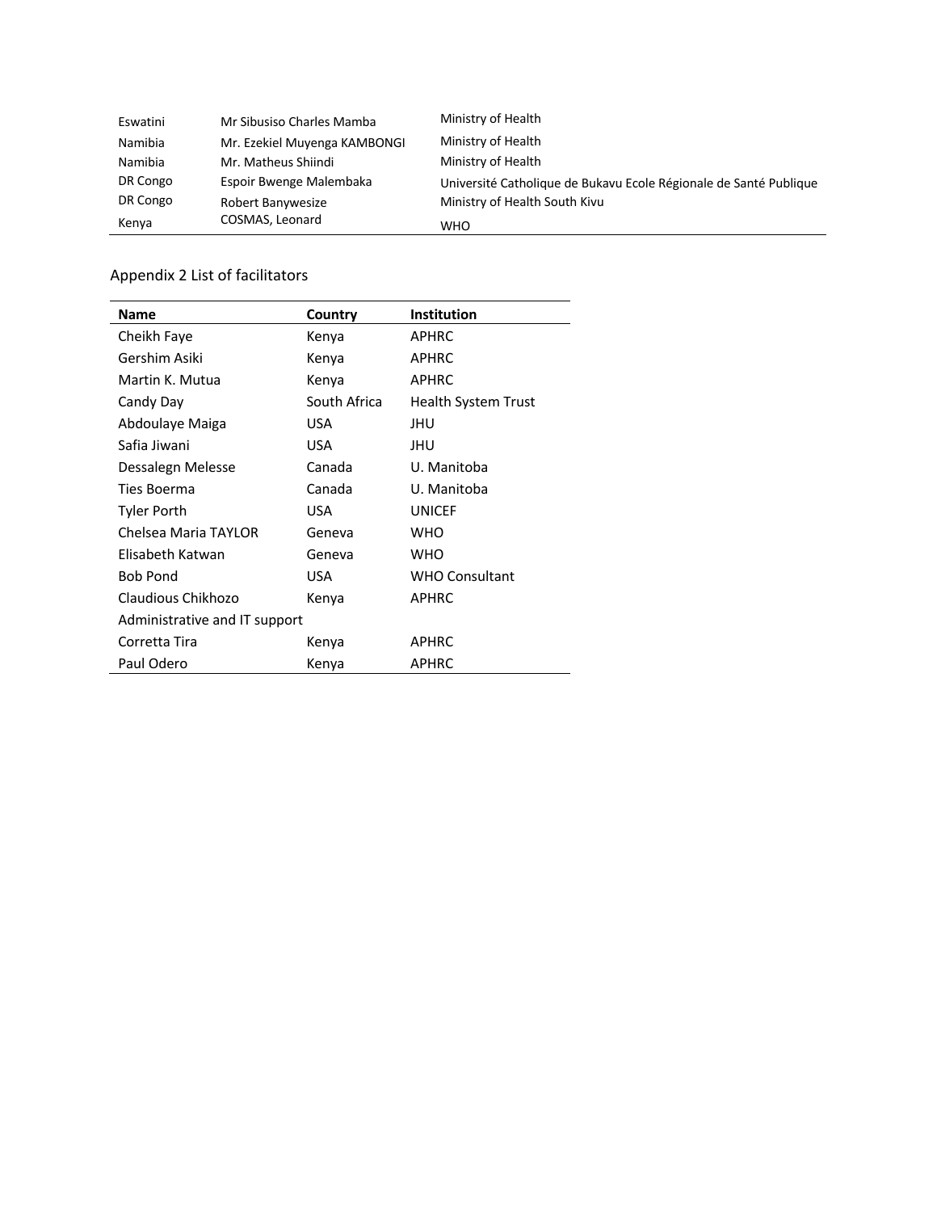| | | |
|---|---|---|
| Eswatini | Mr Sibusiso Charles Mamba | Ministry of Health |
| Namibia | Mr. Ezekiel Muyenga KAMBONGI | Ministry of Health |
| Namibia | Mr. Matheus Shiindi | Ministry of Health |
| DR Congo | Espoir Bwenge Malembaka | Université Catholique de Bukavu Ecole Régionale de Santé Publique |
| DR Congo | Robert Banywesize | Ministry of Health South Kivu |
| Kenya | COSMAS, Leonard | WHO |

Appendix 2 List of facilitators

| Name | Country | Institution |
|---|---|---|
| Cheikh Faye | Kenya | APHRC |
| Gershim Asiki | Kenya | APHRC |
| Martin K. Mutua | Kenya | APHRC |
| Candy Day | South Africa | Health System Trust |
| Abdoulaye Maiga | USA | JHU |
| Safia Jiwani | USA | JHU |
| Dessalegn Melesse | Canada | U. Manitoba |
| Ties Boerma | Canada | U. Manitoba |
| Tyler Porth | USA | UNICEF |
| Chelsea Maria TAYLOR | Geneva | WHO |
| Elisabeth Katwan | Geneva | WHO |
| Bob Pond | USA | WHO Consultant |
| Claudious Chikhozo | Kenya | APHRC |
| Administrative and IT support | | |
| Corretta Tira | Kenya | APHRC |
| Paul Odero | Kenya | APHRC |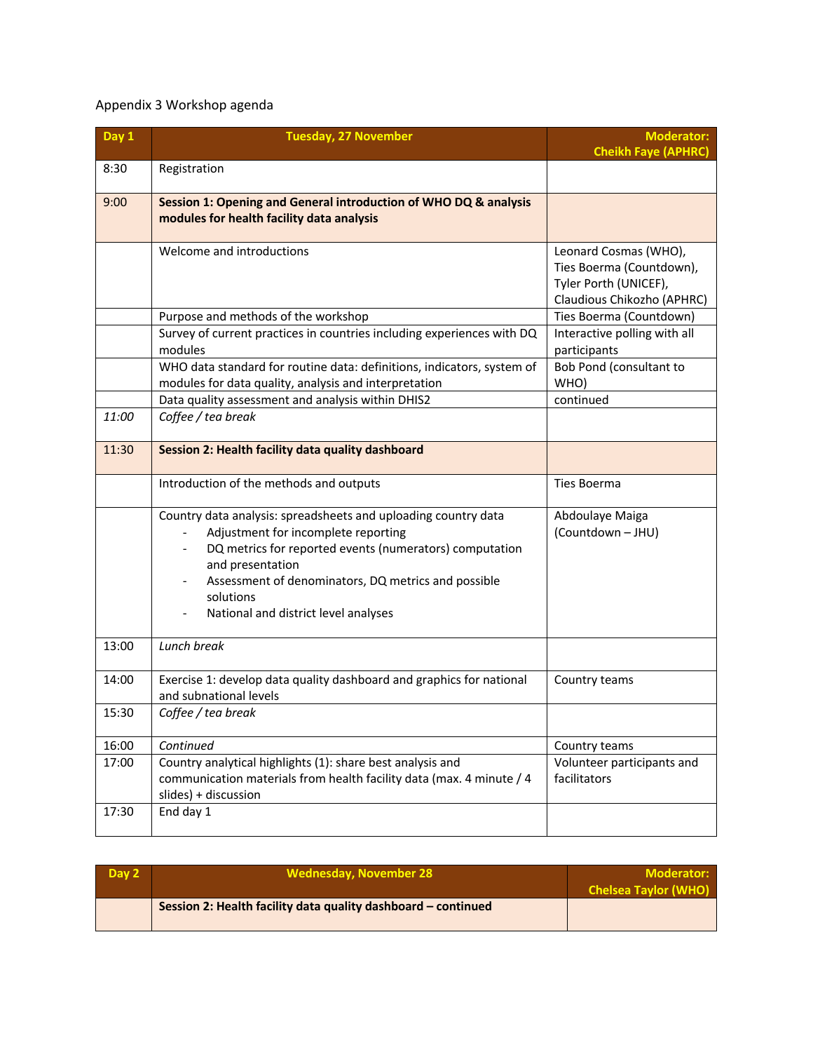Appendix 3 Workshop agenda

| Day 1 | Tuesday, 27 November | Moderator: Cheikh Faye (APHRC) |
|---|---|---|
| 8:30 | Registration | |
| 9:00 | **Session 1: Opening and General introduction of WHO DQ & analysis modules for health facility data analysis** | |
| | Welcome and introductions | Leonard Cosmas (WHO), Ties Boerma (Countdown), Tyler Porth (UNICEF), Claudious Chikozho (APHRC) |
| | Purpose and methods of the workshop | Ties Boerma (Countdown) |
| | Survey of current practices in countries including experiences with DQ modules | Interactive polling with all participants |
| | WHO data standard for routine data: definitions, indicators, system of modules for data quality, analysis and interpretation | Bob Pond (consultant to WHO) |
| | Data quality assessment and analysis within DHIS2 | continued |
| *11:00* | *Coffee / tea break* | |
| 11:30 | **Session 2: Health facility data quality dashboard** | |
| | Introduction of the methods and outputs | Ties Boerma |
| | Country data analysis: spreadsheets and uploading country data<br>- Adjustment for incomplete reporting<br>- DQ metrics for reported events (numerators) computation and presentation<br>- Assessment of denominators, DQ metrics and possible solutions<br>- National and district level analyses | Abdoulaye Maiga (Countdown – JHU) |
| 13:00 | *Lunch break* | |
| 14:00 | Exercise 1: develop data quality dashboard and graphics for national and subnational levels | Country teams |
| 15:30 | *Coffee / tea break* | |
| 16:00 | *Continued* | Country teams |
| 17:00 | Country analytical highlights (1): share best analysis and communication materials from health facility data (max. 4 minute / 4 slides) + discussion | Volunteer participants and facilitators |
| 17:30 | End day 1 | |

| Day 2 | Wednesday, November 28 | Moderator: Chelsea Taylor (WHO) |
|---|---|---|
| | **Session 2: Health facility data quality dashboard – continued** | |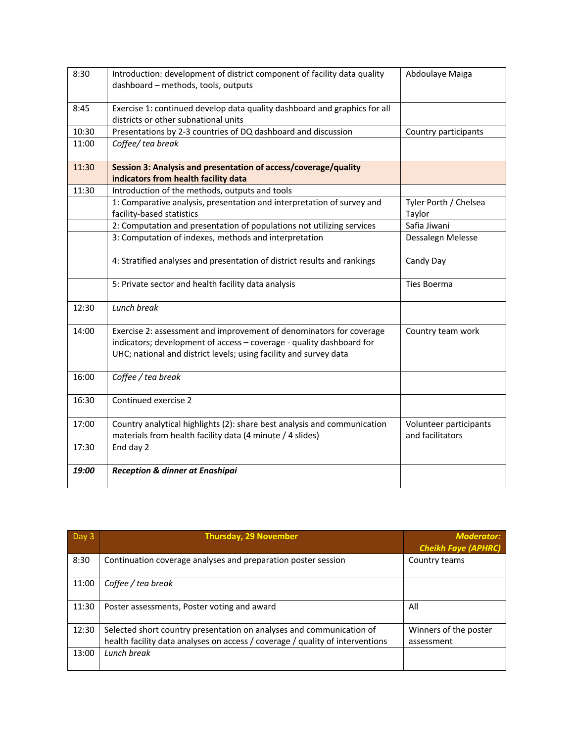| | | |
|---|---|---|
| 8:30 | Introduction: development of district component of facility data quality dashboard – methods, tools, outputs | Abdoulaye Maiga |
| 8:45 | Exercise 1: continued develop data quality dashboard and graphics for all districts or other subnational units | |
| 10:30 | Presentations by 2-3 countries of DQ dashboard and discussion | Country participants |
| 11:00 | *Coffee/ tea break* | |
| 11:30 | **Session 3: Analysis and presentation of access/coverage/quality indicators from health facility data** | |
| 11:30 | Introduction of the methods, outputs and tools | |
| | 1: Comparative analysis, presentation and interpretation of survey and facility-based statistics | Tyler Porth / Chelsea Taylor |
| | 2: Computation and presentation of populations not utilizing services | Safia Jiwani |
| | 3: Computation of indexes, methods and interpretation | Dessalegn Melesse |
| | 4: Stratified analyses and presentation of district results and rankings | Candy Day |
| | 5: Private sector and health facility data analysis | Ties Boerma |
| 12:30 | *Lunch break* | |
| 14:00 | Exercise 2: assessment and improvement of denominators for coverage indicators; development of access – coverage - quality dashboard for UHC; national and district levels; using facility and survey data | Country team work |
| 16:00 | *Coffee / tea break* | |
| 16:30 | Continued exercise 2 | |
| 17:00 | Country analytical highlights (2): share best analysis and communication materials from health facility data (4 minute / 4 slides) | Volunteer participants and facilitators |
| 17:30 | End day 2 | |
| ***19:00*** | ***Reception & dinner at Enashipai*** | |

| Day 3 | **Thursday, 29 November** | ***Moderator: Cheikh Faye (APHRC)*** |
|---|---|---|
| 8:30 | Continuation coverage analyses and preparation poster session | Country teams |
| 11:00 | *Coffee / tea break* | |
| 11:30 | Poster assessments, Poster voting and award | All |
| 12:30 | Selected short country presentation on analyses and communication of health facility data analyses on access / coverage / quality of interventions | Winners of the poster assessment |
| 13:00 | *Lunch break* | |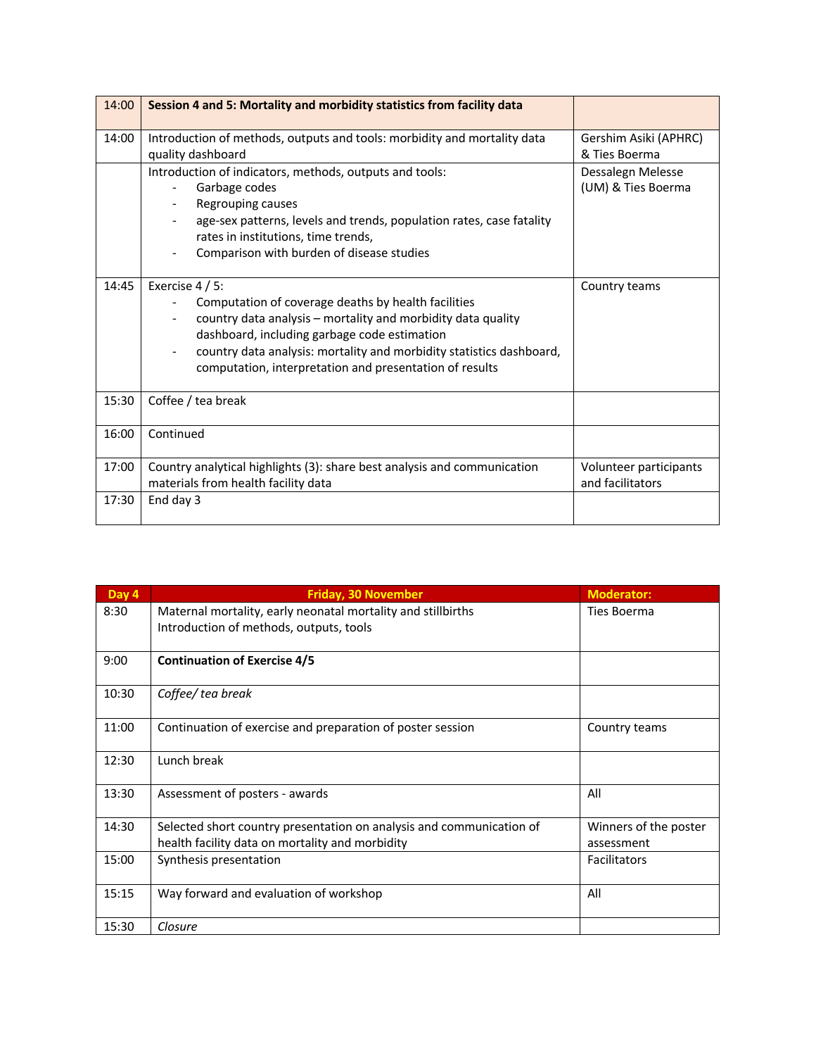| | | |
|---|---|---|
| 14:00 | **Session 4 and 5: Mortality and morbidity statistics from facility data** | |
| 14:00 | Introduction of methods, outputs and tools: morbidity and mortality data quality dashboard | Gershim Asiki (APHRC) & Ties Boerma |
| | Introduction of indicators, methods, outputs and tools:<br>- Garbage codes<br>- Regrouping causes<br>- age-sex patterns, levels and trends, population rates, case fatality rates in institutions, time trends,<br>- Comparison with burden of disease studies | Dessalegn Melesse (UM) & Ties Boerma |
| 14:45 | Exercise 4 / 5:<br>- Computation of coverage deaths by health facilities<br>- country data analysis – mortality and morbidity data quality dashboard, including garbage code estimation<br>- country data analysis: mortality and morbidity statistics dashboard, computation, interpretation and presentation of results | Country teams |
| 15:30 | Coffee / tea break | |
| 16:00 | Continued | |
| 17:00 | Country analytical highlights (3): share best analysis and communication materials from health facility data | Volunteer participants and facilitators |
| 17:30 | End day 3 | |

| Day 4 | Friday, 30 November | Moderator: |
|---|---|---|
| 8:30 | Maternal mortality, early neonatal mortality and stillbirths<br>Introduction of methods, outputs, tools | Ties Boerma |
| 9:00 | **Continuation of Exercise 4/5** | |
| 10:30 | *Coffee/ tea break* | |
| 11:00 | Continuation of exercise and preparation of poster session | Country teams |
| 12:30 | Lunch break | |
| 13:30 | Assessment of posters - awards | All |
| 14:30 | Selected short country presentation on analysis and communication of health facility data on mortality and morbidity | Winners of the poster assessment |
| 15:00 | Synthesis presentation | Facilitators |
| 15:15 | Way forward and evaluation of workshop | All |
| 15:30 | *Closure* | |